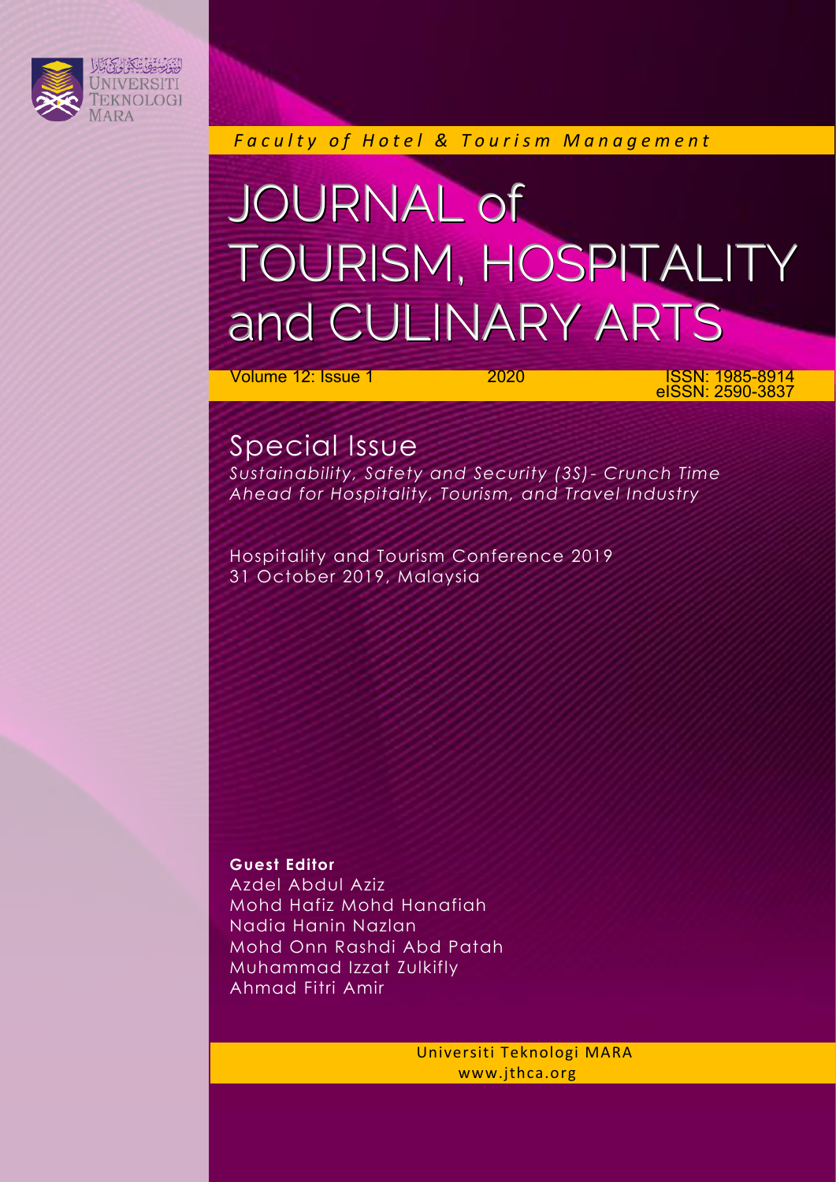UNIVERSITI TEKNOLOGI MARA

*Faculty of Hotel & Tourism Management*

# JOURNAL of TOURISM, HOSPITALITY and CULINARY ARTS

Volume 12: Issue 1 2020 ISSN: 1985-8914 eISSN: 2590-3837

## Special Issue

*Sustainability, Safety and Security (3S)- Crunch Time Ahead for Hospitality, Tourism, and Travel Industry*

Hospitality and Tourism Conference 2019
31 October 2019, Malaysia

**Guest Editor**
Azdel Abdul Aziz
Mohd Hafiz Mohd Hanafiah
Nadia Hanin Nazlan
Mohd Onn Rashdi Abd Patah
Muhammad Izzat Zulkifly
Ahmad Fitri Amir

Universiti Teknologi MARA
www.jthca.org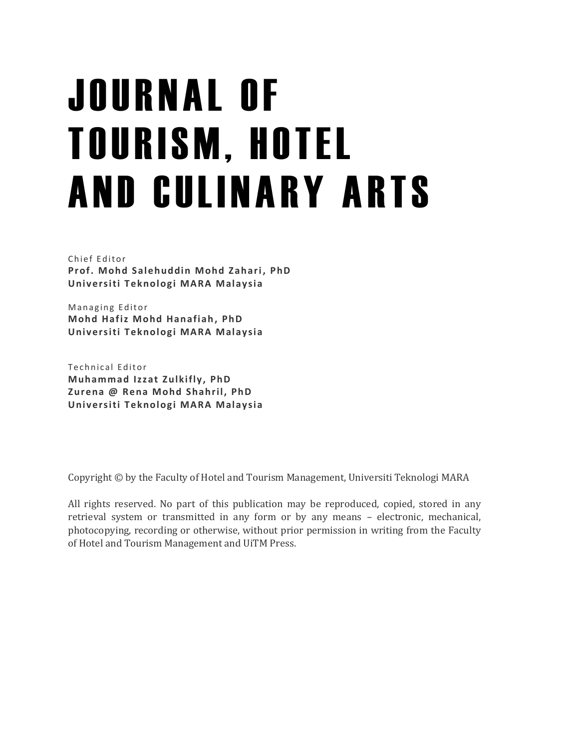# JOURNAL OF TOURISM, HOTEL AND CULINARY ARTS

Chief Editor
**Prof. Mohd Salehuddin Mohd Zahari, PhD**
**Universiti Teknologi MARA Malaysia**

Managing Editor
**Mohd Hafiz Mohd Hanafiah, PhD**
**Universiti Teknologi MARA Malaysia**

Technical Editor
**Muhammad Izzat Zulkifly, PhD**
**Zurena @ Rena Mohd Shahril, PhD**
**Universiti Teknologi MARA Malaysia**

Copyright © by the Faculty of Hotel and Tourism Management, Universiti Teknologi MARA

All rights reserved. No part of this publication may be reproduced, copied, stored in any retrieval system or transmitted in any form or by any means – electronic, mechanical, photocopying, recording or otherwise, without prior permission in writing from the Faculty of Hotel and Tourism Management and UiTM Press.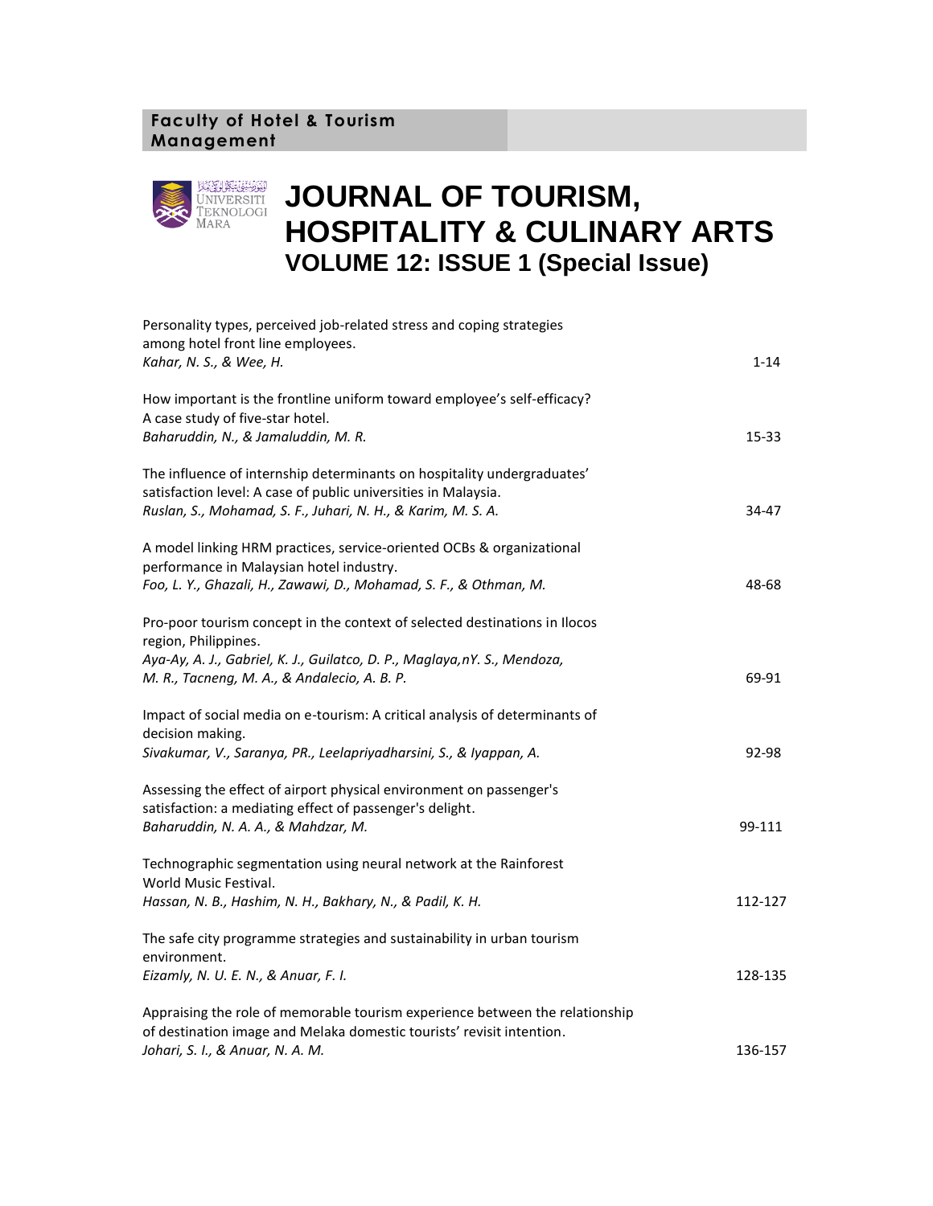**Faculty of Hotel & Tourism Management**

# JOURNAL OF TOURISM, HOSPITALITY & CULINARY ARTS

## VOLUME 12: ISSUE 1 (Special Issue)

Personality types, perceived job-related stress and coping strategies among hotel front line employees.
*Kahar, N. S., & Wee, H.* 1-14

How important is the frontline uniform toward employee's self-efficacy? A case study of five-star hotel.
*Baharuddin, N., & Jamaluddin, M. R.* 15-33

The influence of internship determinants on hospitality undergraduates' satisfaction level: A case of public universities in Malaysia.
*Ruslan, S., Mohamad, S. F., Juhari, N. H., & Karim, M. S. A.* 34-47

A model linking HRM practices, service-oriented OCBs & organizational performance in Malaysian hotel industry.
*Foo, L. Y., Ghazali, H., Zawawi, D., Mohamad, S. F., & Othman, M.* 48-68

Pro-poor tourism concept in the context of selected destinations in Ilocos region, Philippines.
*Aya-Ay, A. J., Gabriel, K. J., Guilatco, D. P., Maglaya,nY. S., Mendoza, M. R., Tacneng, M. A., & Andalecio, A. B. P.* 69-91

Impact of social media on e-tourism: A critical analysis of determinants of decision making.
*Sivakumar, V., Saranya, PR., Leelapriyadharsini, S., & Iyappan, A.* 92-98

Assessing the effect of airport physical environment on passenger's satisfaction: a mediating effect of passenger's delight.
*Baharuddin, N. A. A., & Mahdzar, M.* 99-111

Technographic segmentation using neural network at the Rainforest World Music Festival.
*Hassan, N. B., Hashim, N. H., Bakhary, N., & Padil, K. H.* 112-127

The safe city programme strategies and sustainability in urban tourism environment.
*Eizamly, N. U. E. N., & Anuar, F. I.* 128-135

Appraising the role of memorable tourism experience between the relationship of destination image and Melaka domestic tourists' revisit intention.
*Johari, S. I., & Anuar, N. A. M.* 136-157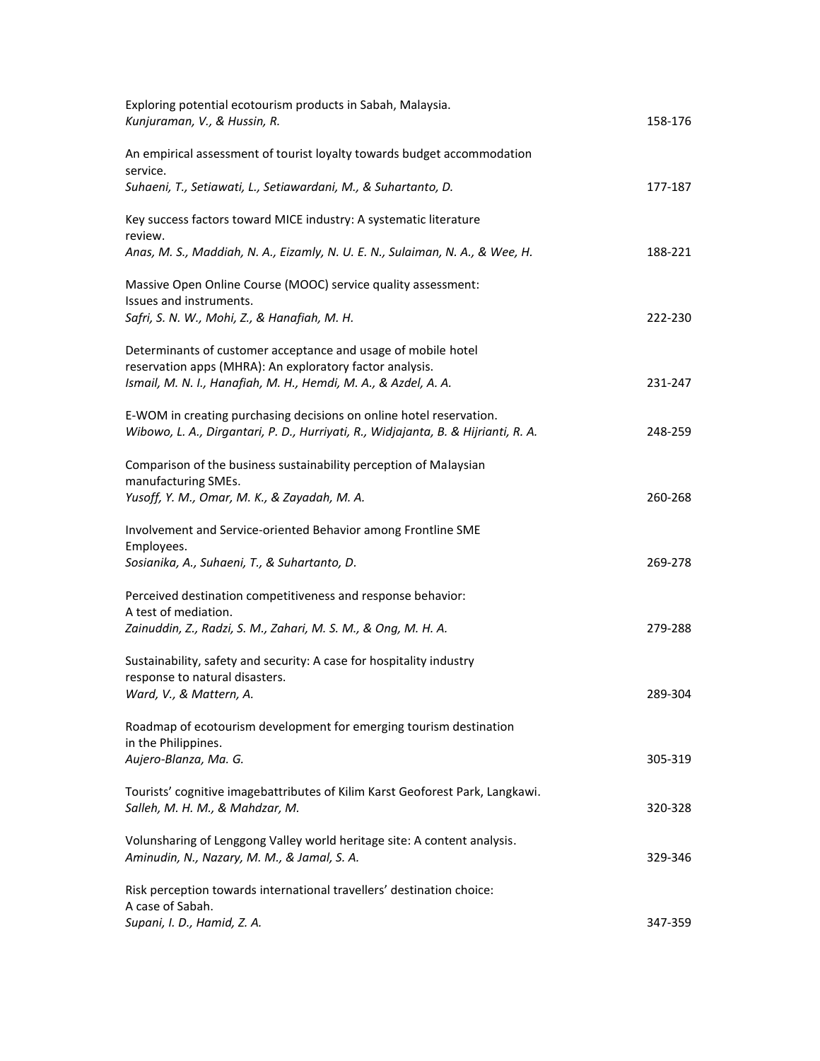Exploring potential ecotourism products in Sabah, Malaysia.
*Kunjuraman, V., & Hussin, R.* 158-176

An empirical assessment of tourist loyalty towards budget accommodation service.
*Suhaeni, T., Setiawati, L., Setiawardani, M., & Suhartanto, D.* 177-187

Key success factors toward MICE industry: A systematic literature review.
*Anas, M. S., Maddiah, N. A., Eizamly, N. U. E. N., Sulaiman, N. A., & Wee, H.* 188-221

Massive Open Online Course (MOOC) service quality assessment: Issues and instruments.
*Safri, S. N. W., Mohi, Z., & Hanafiah, M. H.* 222-230

Determinants of customer acceptance and usage of mobile hotel reservation apps (MHRA): An exploratory factor analysis.
*Ismail, M. N. I., Hanafiah, M. H., Hemdi, M. A., & Azdel, A. A.* 231-247

E-WOM in creating purchasing decisions on online hotel reservation.
*Wibowo, L. A., Dirgantari, P. D., Hurriyati, R., Widjajanta, B. & Hijrianti, R. A.* 248-259

Comparison of the business sustainability perception of Malaysian manufacturing SMEs.
*Yusoff, Y. M., Omar, M. K., & Zayadah, M. A.* 260-268

Involvement and Service-oriented Behavior among Frontline SME Employees.
*Sosianika, A., Suhaeni, T., & Suhartanto, D.* 269-278

Perceived destination competitiveness and response behavior: A test of mediation.
*Zainuddin, Z., Radzi, S. M., Zahari, M. S. M., & Ong, M. H. A.* 279-288

Sustainability, safety and security: A case for hospitality industry response to natural disasters.
*Ward, V., & Mattern, A.* 289-304

Roadmap of ecotourism development for emerging tourism destination in the Philippines.
*Aujero-Blanza, Ma. G.* 305-319

Tourists' cognitive imagebattributes of Kilim Karst Geoforest Park, Langkawi.
*Salleh, M. H. M., & Mahdzar, M.* 320-328

Volunsharing of Lenggong Valley world heritage site: A content analysis.
*Aminudin, N., Nazary, M. M., & Jamal, S. A.* 329-346

Risk perception towards international travellers' destination choice: A case of Sabah.
*Supani, I. D., Hamid, Z. A.* 347-359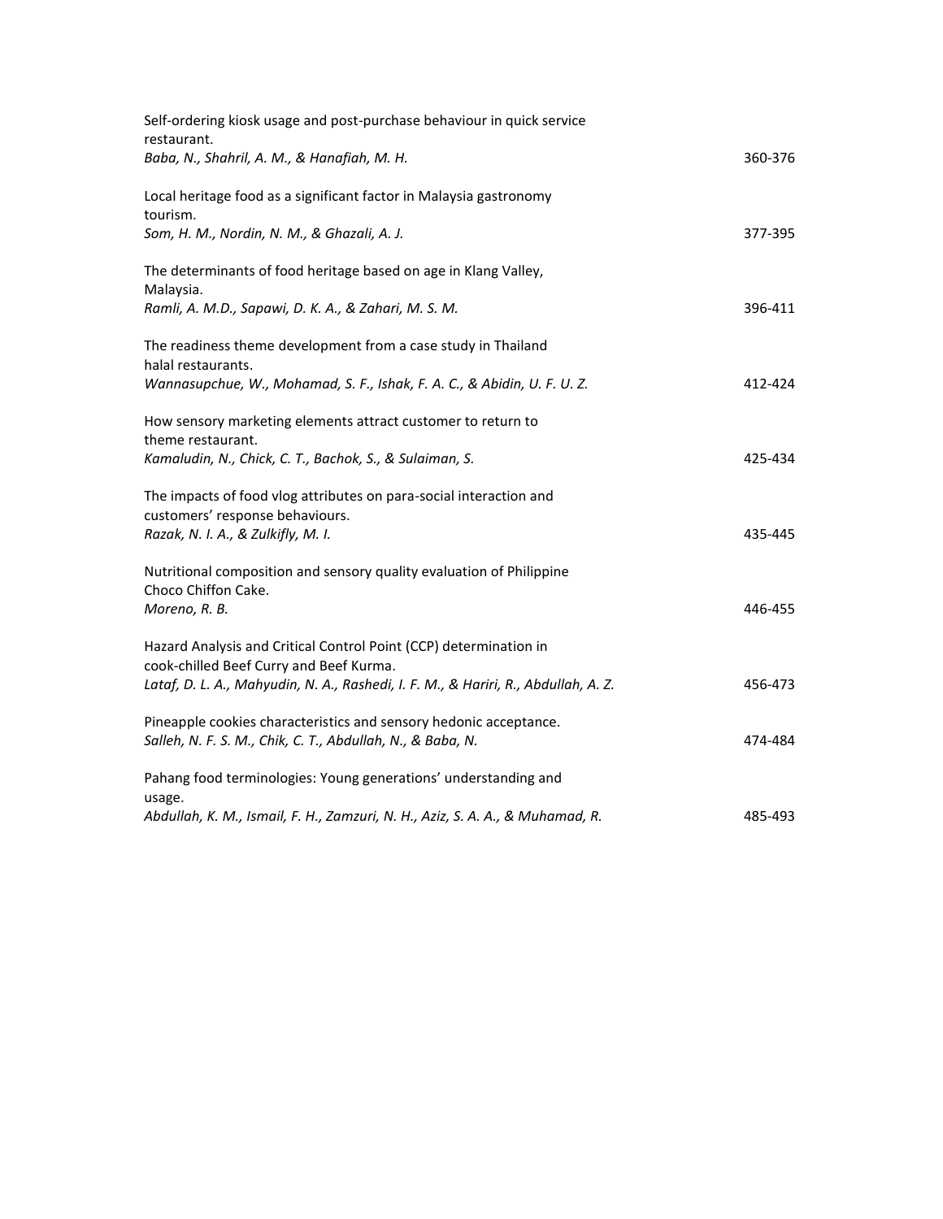Self-ordering kiosk usage and post-purchase behaviour in quick service restaurant.
*Baba, N., Shahril, A. M., & Hanafiah, M. H.* 360-376

Local heritage food as a significant factor in Malaysia gastronomy tourism.
*Som, H. M., Nordin, N. M., & Ghazali, A. J.* 377-395

The determinants of food heritage based on age in Klang Valley, Malaysia.
*Ramli, A. M.D., Sapawi, D. K. A., & Zahari, M. S. M.* 396-411

The readiness theme development from a case study in Thailand halal restaurants.
*Wannasupchue, W., Mohamad, S. F., Ishak, F. A. C., & Abidin, U. F. U. Z.* 412-424

How sensory marketing elements attract customer to return to theme restaurant.
*Kamaludin, N., Chick, C. T., Bachok, S., & Sulaiman, S.* 425-434

The impacts of food vlog attributes on para-social interaction and customers' response behaviours.
*Razak, N. I. A., & Zulkifly, M. I.* 435-445

Nutritional composition and sensory quality evaluation of Philippine Choco Chiffon Cake.
*Moreno, R. B.* 446-455

Hazard Analysis and Critical Control Point (CCP) determination in cook-chilled Beef Curry and Beef Kurma.
*Lataf, D. L. A., Mahyudin, N. A., Rashedi, I. F. M., & Hariri, R., Abdullah, A. Z.* 456-473

Pineapple cookies characteristics and sensory hedonic acceptance.
*Salleh, N. F. S. M., Chik, C. T., Abdullah, N., & Baba, N.* 474-484

Pahang food terminologies: Young generations' understanding and usage.
*Abdullah, K. M., Ismail, F. H., Zamzuri, N. H., Aziz, S. A. A., & Muhamad, R.* 485-493